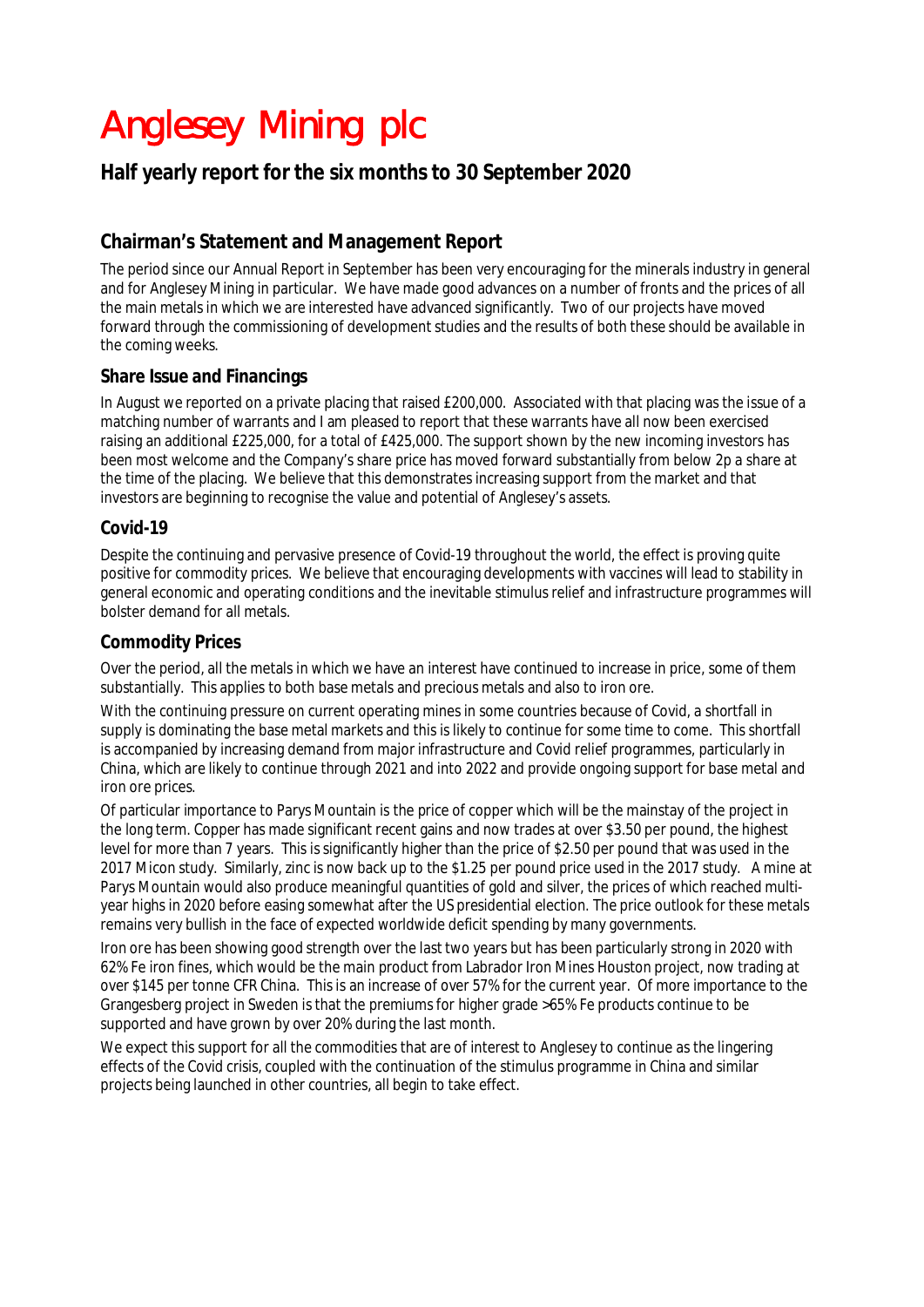# Anglesey Mining plc

## Half yearly report for the six months to 30 September 2020

### Chairman's Statement and Management Report

The period since our Annual Report in September has been very encouraging for the minerals industry in general and for Anglesey Mining in particular. We have made good advances on a number of fronts and the prices of all the main metals in which we are interested have advanced significantly. Two of our projects have moved forward through the commissioning of development studies and the results of both these should be available in the coming weeks.

#### Share Issue and Financings

In August we reported on a private placing that raised £200,000. Associated with that placing was the issue of a matching number of warrants and I am pleased to report that these warrants have all now been exercised raising an additional £225,000, for a total of £425,000. The support shown by the new incoming investors has been most welcome and the Company's share price has moved forward substantially from below 2p a share at the time of the placing. We believe that this demonstrates increasing support from the market and that investors are beginning to recognise the value and potential of Anglesey's assets.

#### Covid-19

Despite the continuing and pervasive presence of Covid-19 throughout the world, the effect is proving quite positive for commodity prices. We believe that encouraging developments with vaccines will lead to stability in general economic and operating conditions and the inevitable stimulus relief and infrastructure programmes will bolster demand for all metals.

#### Commodity Prices

Over the period, all the metals in which we have an interest have continued to increase in price, some of them substantially. This applies to both base metals and precious metals and also to iron ore.

With the continuing pressure on current operating mines in some countries because of Covid, a shortfall in supply is dominating the base metal markets and this is likely to continue for some time to come. This shortfall is accompanied by increasing demand from major infrastructure and Covid relief programmes, particularly in China, which are likely to continue through 2021 and into 2022 and provide ongoing support for base metal and iron ore prices.

Of particular importance to Parys Mountain is the price of copper which will be the mainstay of the project in the long term. Copper has made significant recent gains and now trades at over $3.50 per pound, the highest level for more than 7 years. This is significantly higher than the price of $2.50 per pound that was used in the 2017 Micon study. Similarly, zinc is now back up to the $1.25 per pound price used in the 2017 study. A mine at Parys Mountain would also produce meaningful quantities of gold and silver, the prices of which reached multi-year highs in 2020 before easing somewhat after the US presidential election. The price outlook for these metals remains very bullish in the face of expected worldwide deficit spending by many governments.

Iron ore has been showing good strength over the last two years but has been particularly strong in 2020 with 62% Fe iron fines, which would be the main product from Labrador Iron Mines Houston project, now trading at over $145 per tonne CFR China. This is an increase of over 57% for the current year. Of more importance to the Grangesberg project in Sweden is that the premiums for higher grade >65% Fe products continue to be supported and have grown by over 20% during the last month.

We expect this support for all the commodities that are of interest to Anglesey to continue as the lingering effects of the Covid crisis, coupled with the continuation of the stimulus programme in China and similar projects being launched in other countries, all begin to take effect.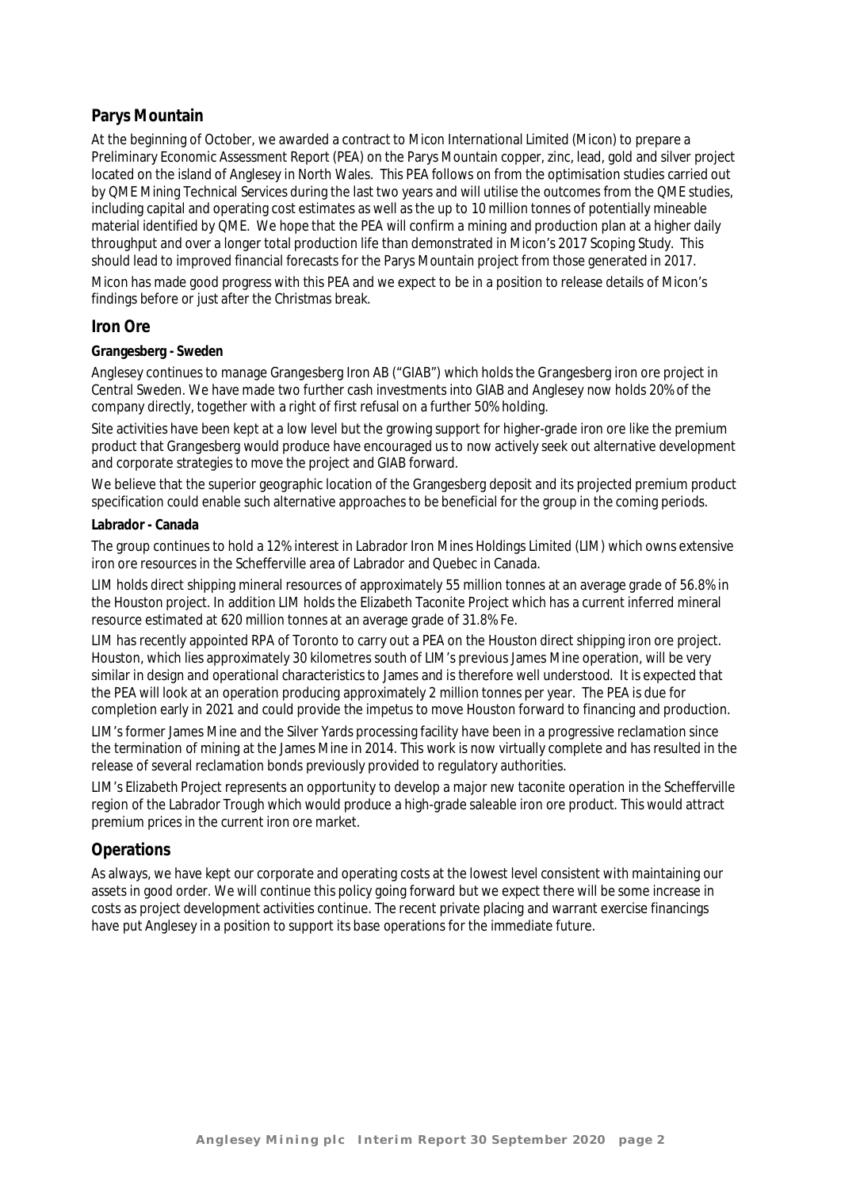## Parys Mountain

At the beginning of October, we awarded a contract to Micon International Limited (Micon) to prepare a Preliminary Economic Assessment Report (PEA) on the Parys Mountain copper, zinc, lead, gold and silver project located on the island of Anglesey in North Wales. This PEA follows on from the optimisation studies carried out by QME Mining Technical Services during the last two years and will utilise the outcomes from the QME studies, including capital and operating cost estimates as well as the up to 10 million tonnes of potentially mineable material identified by QME. We hope that the PEA will confirm a mining and production plan at a higher daily throughput and over a longer total production life than demonstrated in Micon's 2017 Scoping Study. This should lead to improved financial forecasts for the Parys Mountain project from those generated in 2017.

Micon has made good progress with this PEA and we expect to be in a position to release details of Micon's findings before or just after the Christmas break.

## Iron Ore

### Grangesberg - Sweden

Anglesey continues to manage Grangesberg Iron AB ("GIAB") which holds the Grangesberg iron ore project in Central Sweden. We have made two further cash investments into GIAB and Anglesey now holds 20% of the company directly, together with a right of first refusal on a further 50% holding.

Site activities have been kept at a low level but the growing support for higher-grade iron ore like the premium product that Grangesberg would produce have encouraged us to now actively seek out alternative development and corporate strategies to move the project and GIAB forward.

We believe that the superior geographic location of the Grangesberg deposit and its projected premium product specification could enable such alternative approaches to be beneficial for the group in the coming periods.

### Labrador - Canada

The group continues to hold a 12% interest in Labrador Iron Mines Holdings Limited (LIM) which owns extensive iron ore resources in the Schefferville area of Labrador and Quebec in Canada.

LIM holds direct shipping mineral resources of approximately 55 million tonnes at an average grade of 56.8% in the Houston project. In addition LIM holds the Elizabeth Taconite Project which has a current inferred mineral resource estimated at 620 million tonnes at an average grade of 31.8% Fe.

LIM has recently appointed RPA of Toronto to carry out a PEA on the Houston direct shipping iron ore project. Houston, which lies approximately 30 kilometres south of LIM's previous James Mine operation, will be very similar in design and operational characteristics to James and is therefore well understood. It is expected that the PEA will look at an operation producing approximately 2 million tonnes per year. The PEA is due for completion early in 2021 and could provide the impetus to move Houston forward to financing and production.

LIM's former James Mine and the Silver Yards processing facility have been in a progressive reclamation since the termination of mining at the James Mine in 2014. This work is now virtually complete and has resulted in the release of several reclamation bonds previously provided to regulatory authorities.

LIM's Elizabeth Project represents an opportunity to develop a major new taconite operation in the Schefferville region of the Labrador Trough which would produce a high-grade saleable iron ore product. This would attract premium prices in the current iron ore market.

## Operations

As always, we have kept our corporate and operating costs at the lowest level consistent with maintaining our assets in good order. We will continue this policy going forward but we expect there will be some increase in costs as project development activities continue. The recent private placing and warrant exercise financings have put Anglesey in a position to support its base operations for the immediate future.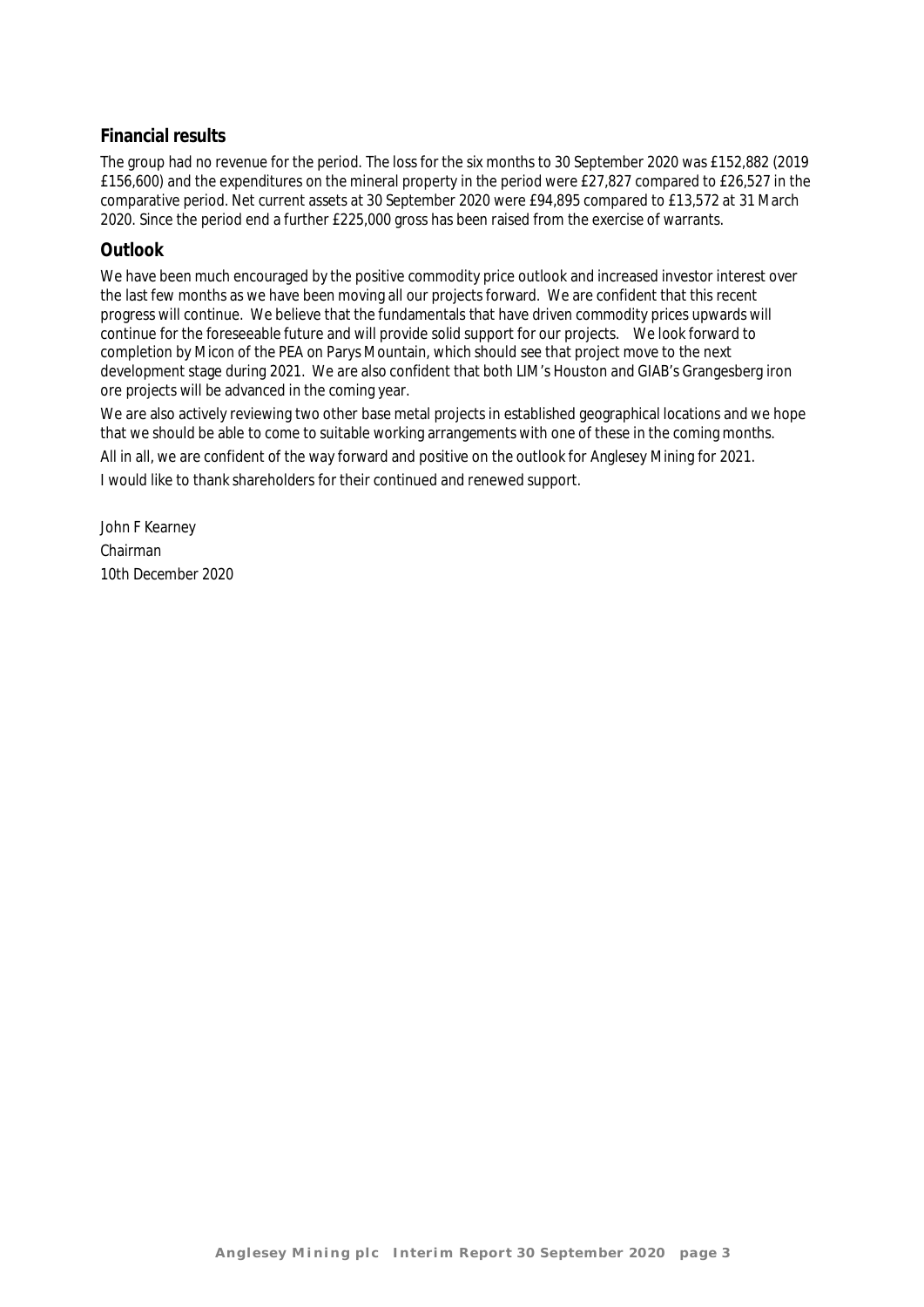## Financial results

The group had no revenue for the period. The loss for the six months to 30 September 2020 was £152,882 (2019 £156,600) and the expenditures on the mineral property in the period were £27,827 compared to £26,527 in the comparative period. Net current assets at 30 September 2020 were £94,895 compared to £13,572 at 31 March 2020. Since the period end a further £225,000 gross has been raised from the exercise of warrants.

## Outlook

We have been much encouraged by the positive commodity price outlook and increased investor interest over the last few months as we have been moving all our projects forward. We are confident that this recent progress will continue. We believe that the fundamentals that have driven commodity prices upwards will continue for the foreseeable future and will provide solid support for our projects. We look forward to completion by Micon of the PEA on Parys Mountain, which should see that project move to the next development stage during 2021. We are also confident that both LIM's Houston and GIAB's Grangesberg iron ore projects will be advanced in the coming year.

We are also actively reviewing two other base metal projects in established geographical locations and we hope that we should be able to come to suitable working arrangements with one of these in the coming months.

All in all, we are confident of the way forward and positive on the outlook for Anglesey Mining for 2021.

I would like to thank shareholders for their continued and renewed support.

John F Kearney
Chairman
10th December 2020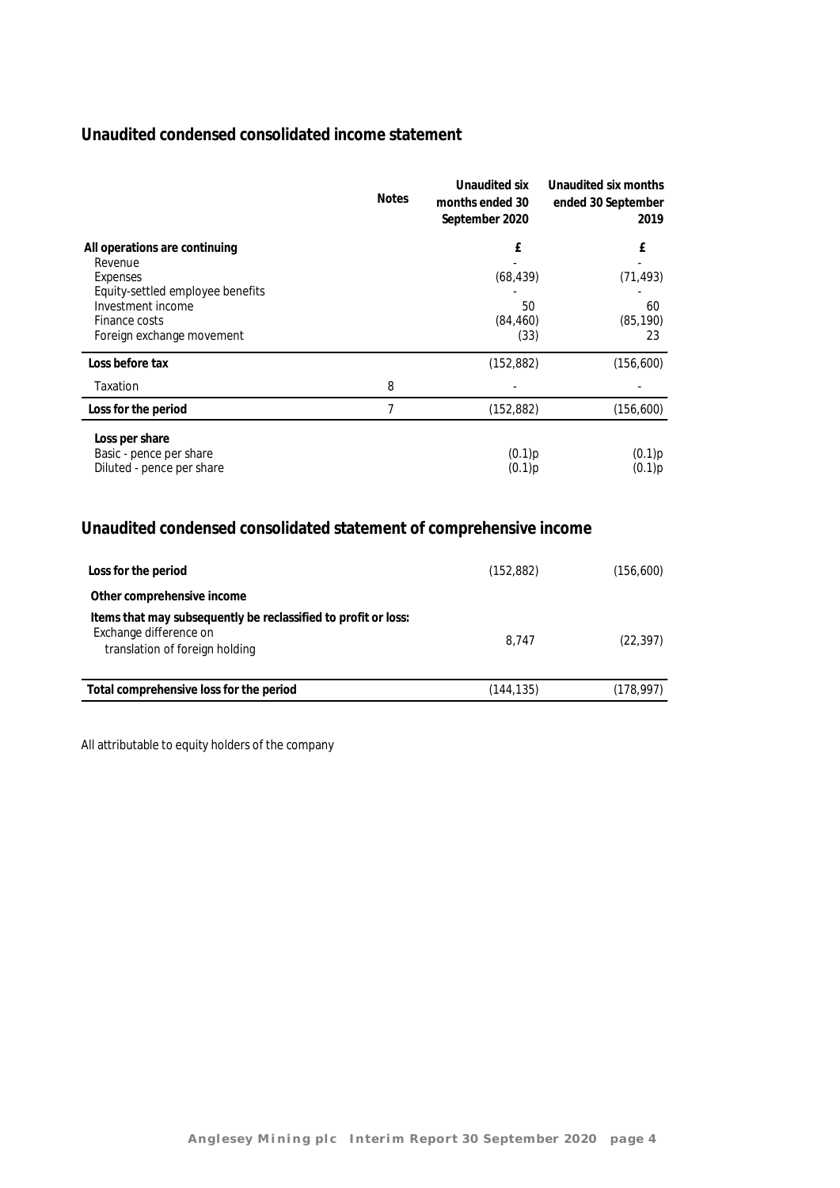## Unaudited condensed consolidated income statement

| | Notes | Unaudited six months ended 30 September 2020 | Unaudited six months ended 30 September 2019 |
|---|---|---|---|
| **All operations are continuing** | | **£** | **£** |
| Revenue | | - | - |
| Expenses | | (68,439) | (71,493) |
| Equity-settled employee benefits | | - | - |
| Investment income | | 50 | 60 |
| Finance costs | | (84,460) | (85,190) |
| Foreign exchange movement | | (33) | 23 |
| **Loss before tax** | | (152,882) | (156,600) |
| Taxation | 8 | - | - |
| **Loss for the period** | 7 | (152,882) | (156,600) |
| **Loss per share** | | | |
| Basic - pence per share | | (0.1)p | (0.1)p |
| Diluted - pence per share | | (0.1)p | (0.1)p |

## Unaudited condensed consolidated statement of comprehensive income

| | | |
|---|---|---|
| **Loss for the period** | (152,882) | (156,600) |
| **Other comprehensive income** | | |
| **Items that may subsequently be reclassified to profit or loss:** | | |
| Exchange difference on translation of foreign holding | 8,747 | (22,397) |
| **Total comprehensive loss for the period** | (144,135) | (178,997) |

All attributable to equity holders of the company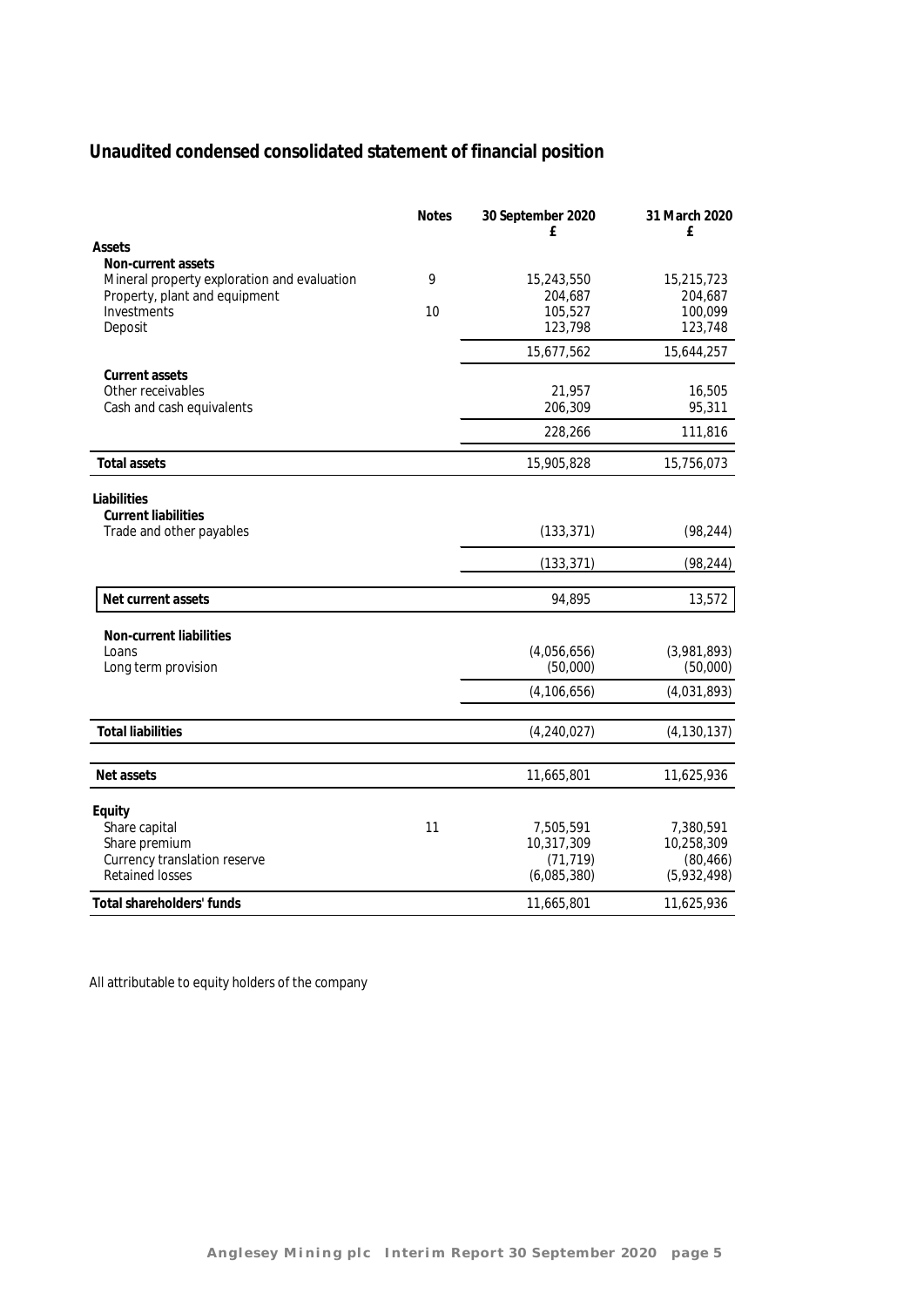## Unaudited condensed consolidated statement of financial position

| | Notes | 30 September 2020 £ | 31 March 2020 £ |
|---|---|---|---|
| **Assets** | | | |
| **Non-current assets** | | | |
| Mineral property exploration and evaluation | 9 | 15,243,550 | 15,215,723 |
| Property, plant and equipment | | 204,687 | 204,687 |
| Investments | 10 | 105,527 | 100,099 |
| Deposit | | 123,798 | 123,748 |
| | | 15,677,562 | 15,644,257 |
| **Current assets** | | | |
| Other receivables | | 21,957 | 16,505 |
| Cash and cash equivalents | | 206,309 | 95,311 |
| | | 228,266 | 111,816 |
| **Total assets** | | 15,905,828 | 15,756,073 |
| **Liabilities** | | | |
| **Current liabilities** | | | |
| Trade and other payables | | (133,371) | (98,244) |
| | | (133,371) | (98,244) |
| **Net current assets** | | 94,895 | 13,572 |
| **Non-current liabilities** | | | |
| Loans | | (4,056,656) | (3,981,893) |
| Long term provision | | (50,000) | (50,000) |
| | | (4,106,656) | (4,031,893) |
| **Total liabilities** | | (4,240,027) | (4,130,137) |
| **Net assets** | | 11,665,801 | 11,625,936 |
| **Equity** | | | |
| Share capital | 11 | 7,505,591 | 7,380,591 |
| Share premium | | 10,317,309 | 10,258,309 |
| Currency translation reserve | | (71,719) | (80,466) |
| Retained losses | | (6,085,380) | (5,932,498) |
| **Total shareholders' funds** | | 11,665,801 | 11,625,936 |

All attributable to equity holders of the company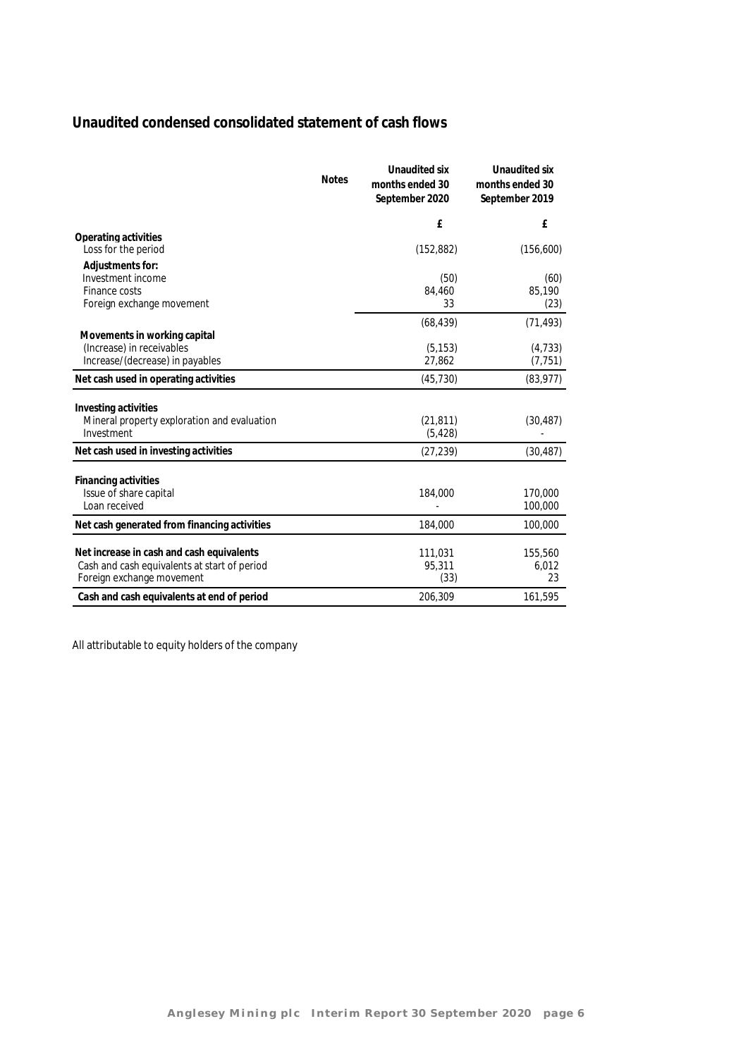## Unaudited condensed consolidated statement of cash flows

| | Notes | Unaudited six months ended 30 September 2020 | Unaudited six months ended 30 September 2019 |
|---|---|---|---|
| | | £ | £ |
| **Operating activities** | | | |
| Loss for the period | | (152,882) | (156,600) |
| **Adjustments for:** | | | |
| Investment income | | (50) | (60) |
| Finance costs | | 84,460 | 85,190 |
| Foreign exchange movement | | 33 | (23) |
| | | (68,439) | (71,493) |
| **Movements in working capital** | | | |
| (Increase) in receivables | | (5,153) | (4,733) |
| Increase/(decrease) in payables | | 27,862 | (7,751) |
| **Net cash used in operating activities** | | (45,730) | (83,977) |
| **Investing activities** | | | |
| Mineral property exploration and evaluation | | (21,811) | (30,487) |
| Investment | | (5,428) | - |
| **Net cash used in investing activities** | | (27,239) | (30,487) |
| **Financing activities** | | | |
| Issue of share capital | | 184,000 | 170,000 |
| Loan received | | - | 100,000 |
| **Net cash generated from financing activities** | | 184,000 | 100,000 |
| **Net increase in cash and cash equivalents** | | 111,031 | 155,560 |
| Cash and cash equivalents at start of period | | 95,311 | 6,012 |
| Foreign exchange movement | | (33) | 23 |
| **Cash and cash equivalents at end of period** | | 206,309 | 161,595 |

All attributable to equity holders of the company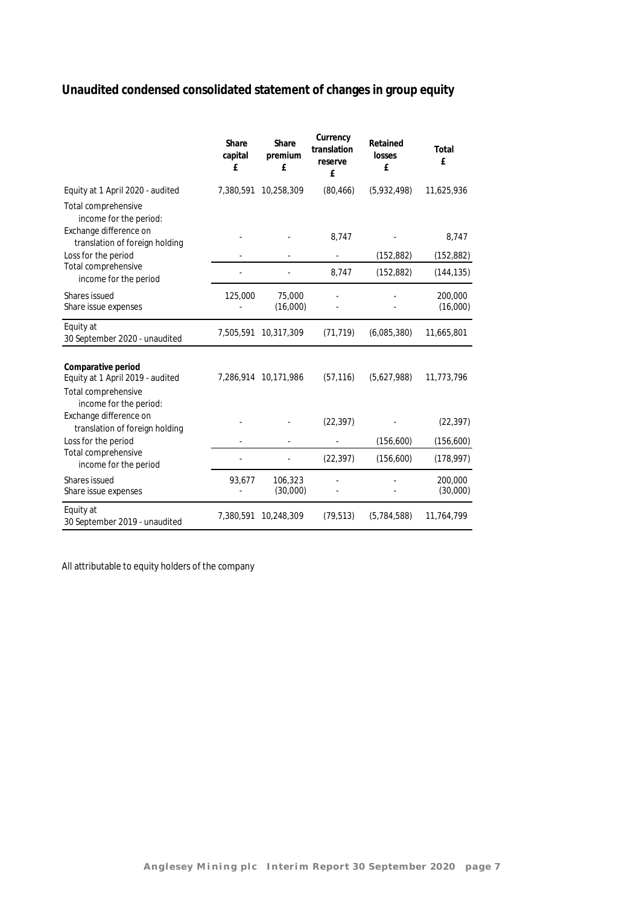## Unaudited condensed consolidated statement of changes in group equity

| | Share capital £ | Share premium £ | Currency translation reserve £ | Retained losses £ | Total £ |
|---|---|---|---|---|---|
| Equity at 1 April 2020 - audited | 7,380,591 | 10,258,309 | (80,466) | (5,932,498) | 11,625,936 |
| Total comprehensive income for the period: | | | | | |
| Exchange difference on translation of foreign holding | - | - | 8,747 | - | 8,747 |
| Loss for the period | - | - | - | (152,882) | (152,882) |
| Total comprehensive income for the period | - | - | 8,747 | (152,882) | (144,135) |
| Shares issued | 125,000 | 75,000 | - | - | 200,000 |
| Share issue expenses | - | (16,000) | - | - | (16,000) |
| Equity at 30 September 2020 - unaudited | 7,505,591 | 10,317,309 | (71,719) | (6,085,380) | 11,665,801 |
| **Comparative period** | | | | | |
| Equity at 1 April 2019 - audited | 7,286,914 | 10,171,986 | (57,116) | (5,627,988) | 11,773,796 |
| Total comprehensive income for the period: | | | | | |
| Exchange difference on translation of foreign holding | - | - | (22,397) | - | (22,397) |
| Loss for the period | - | - | - | (156,600) | (156,600) |
| Total comprehensive income for the period | - | - | (22,397) | (156,600) | (178,997) |
| Shares issued | 93,677 | 106,323 | - | - | 200,000 |
| Share issue expenses | - | (30,000) | - | - | (30,000) |
| Equity at 30 September 2019 - unaudited | 7,380,591 | 10,248,309 | (79,513) | (5,784,588) | 11,764,799 |

All attributable to equity holders of the company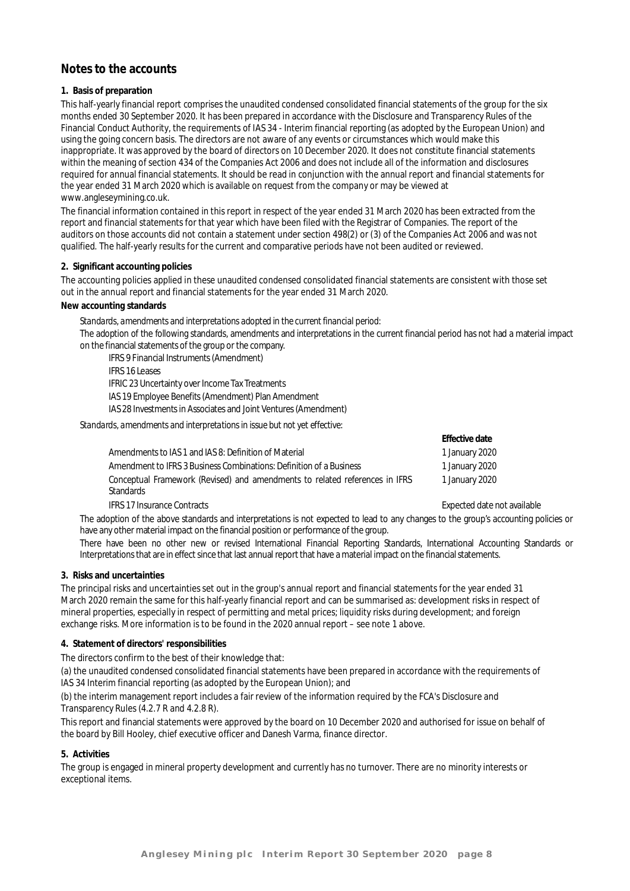## Notes to the accounts

### 1. Basis of preparation

This half-yearly financial report comprises the unaudited condensed consolidated financial statements of the group for the six months ended 30 September 2020. It has been prepared in accordance with the Disclosure and Transparency Rules of the Financial Conduct Authority, the requirements of IAS 34 - Interim financial reporting (as adopted by the European Union) and using the going concern basis. The directors are not aware of any events or circumstances which would make this inappropriate. It was approved by the board of directors on 10 December 2020. It does not constitute financial statements within the meaning of section 434 of the Companies Act 2006 and does not include all of the information and disclosures required for annual financial statements. It should be read in conjunction with the annual report and financial statements for the year ended 31 March 2020 which is available on request from the company or may be viewed at www.angleseymining.co.uk.

The financial information contained in this report in respect of the year ended 31 March 2020 has been extracted from the report and financial statements for that year which have been filed with the Registrar of Companies. The report of the auditors on those accounts did not contain a statement under section 498(2) or (3) of the Companies Act 2006 and was not qualified. The half-yearly results for the current and comparative periods have not been audited or reviewed.

### 2. Significant accounting policies

The accounting policies applied in these unaudited condensed consolidated financial statements are consistent with those set out in the annual report and financial statements for the year ended 31 March 2020.

**New accounting standards**

*Standards, amendments and interpretations adopted in the current financial period:*

The adoption of the following standards, amendments and interpretations in the current financial period has not had a material impact on the financial statements of the group or the company.

- IFRS 9 Financial Instruments (Amendment)
- IFRS 16 Leases
- IFRIC 23 Uncertainty over Income Tax Treatments
- IAS 19 Employee Benefits (Amendment) Plan Amendment
- IAS 28 Investments in Associates and Joint Ventures (Amendment)

*Standards, amendments and interpretations in issue but not yet effective:*

| | **Effective date** |
|---|---|
| Amendments to IAS 1 and IAS 8: Definition of Material | 1 January 2020 |
| Amendment to IFRS 3 Business Combinations: Definition of a Business | 1 January 2020 |
| Conceptual Framework (Revised) and amendments to related references in IFRS Standards | 1 January 2020 |
| IFRS 17 Insurance Contracts | Expected date not available |

The adoption of the above standards and interpretations is not expected to lead to any changes to the group's accounting policies or have any other material impact on the financial position or performance of the group.

There have been no other new or revised International Financial Reporting Standards, International Accounting Standards or Interpretations that are in effect since that last annual report that have a material impact on the financial statements.

### 3. Risks and uncertainties

The principal risks and uncertainties set out in the group's annual report and financial statements for the year ended 31 March 2020 remain the same for this half-yearly financial report and can be summarised as: development risks in respect of mineral properties, especially in respect of permitting and metal prices; liquidity risks during development; and foreign exchange risks. More information is to be found in the 2020 annual report – see note 1 above.

### 4. Statement of directors' responsibilities

The directors confirm to the best of their knowledge that:

(a) the unaudited condensed consolidated financial statements have been prepared in accordance with the requirements of IAS 34 Interim financial reporting (as adopted by the European Union); and

(b) the interim management report includes a fair review of the information required by the FCA's Disclosure and Transparency Rules (4.2.7 R and 4.2.8 R).

This report and financial statements were approved by the board on 10 December 2020 and authorised for issue on behalf of the board by Bill Hooley, chief executive officer and Danesh Varma, finance director.

### 5. Activities

The group is engaged in mineral property development and currently has no turnover. There are no minority interests or exceptional items.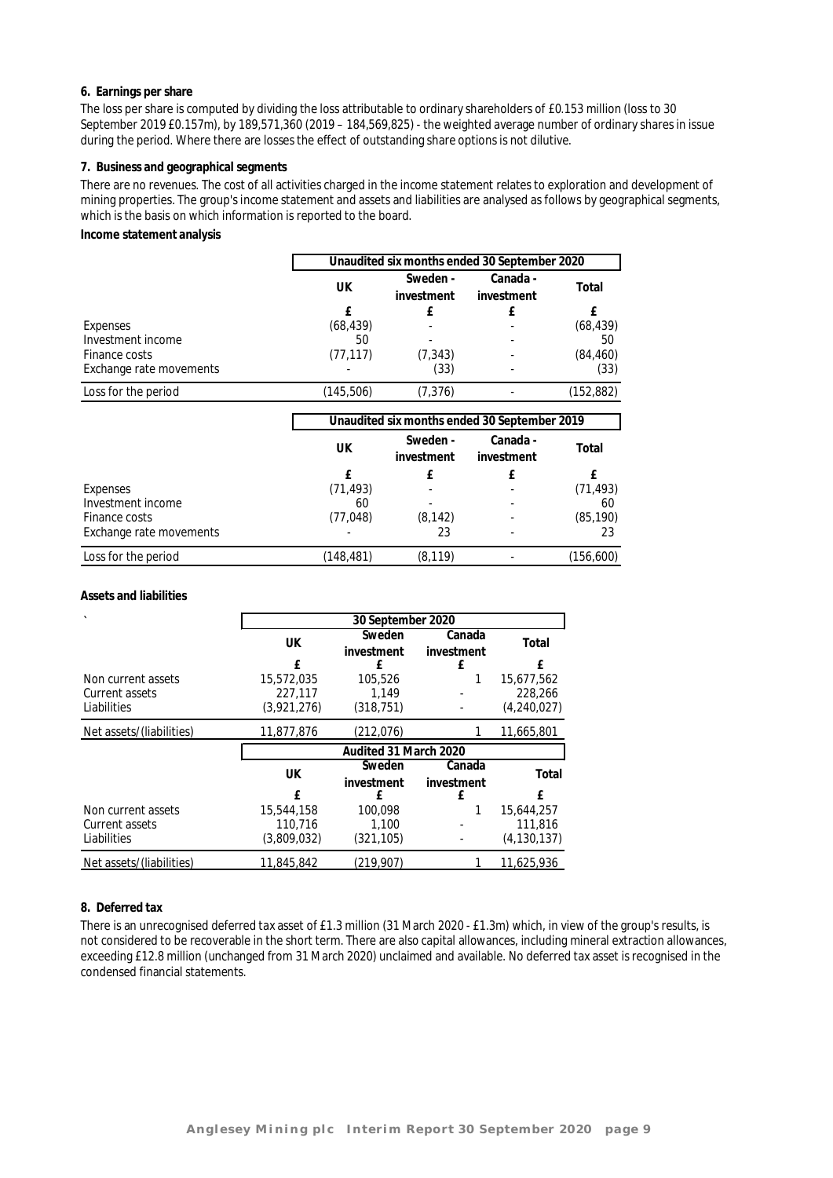**6. Earnings per share**

The loss per share is computed by dividing the loss attributable to ordinary shareholders of £0.153 million (loss to 30 September 2019 £0.157m), by 189,571,360 (2019 – 184,569,825) - the weighted average number of ordinary shares in issue during the period. Where there are losses the effect of outstanding share options is not dilutive.

**7. Business and geographical segments**

There are no revenues. The cost of all activities charged in the income statement relates to exploration and development of mining properties. The group's income statement and assets and liabilities are analysed as follows by geographical segments, which is the basis on which information is reported to the board.

**Income statement analysis**

| | Unaudited six months ended 30 September 2020 | | | |
|---|---|---|---|---|
| | UK | Sweden - investment | Canada - investment | Total |
| | £ | £ | £ | £ |
| Expenses | (68,439) | - | - | (68,439) |
| Investment income | 50 | - | - | 50 |
| Finance costs | (77,117) | (7,343) | - | (84,460) |
| Exchange rate movements | - | (33) | - | (33) |
| Loss for the period | (145,506) | (7,376) | - | (152,882) |

| | Unaudited six months ended 30 September 2019 | | | |
|---|---|---|---|---|
| | UK | Sweden - investment | Canada - investment | Total |
| | £ | £ | £ | £ |
| Expenses | (71,493) | - | - | (71,493) |
| Investment income | 60 | - | - | 60 |
| Finance costs | (77,048) | (8,142) | - | (85,190) |
| Exchange rate movements | - | 23 | - | 23 |
| Loss for the period | (148,481) | (8,119) | - | (156,600) |

**Assets and liabilities**

| | 30 September 2020 | | | |
|---|---|---|---|---|
| | UK | Sweden investment | Canada investment | Total |
| | £ | £ | £ | £ |
| Non current assets | 15,572,035 | 105,526 | 1 | 15,677,562 |
| Current assets | 227,117 | 1,149 | - | 228,266 |
| Liabilities | (3,921,276) | (318,751) | - | (4,240,027) |
| Net assets/(liabilities) | 11,877,876 | (212,076) | 1 | 11,665,801 |

| | Audited 31 March 2020 | | | |
|---|---|---|---|---|
| | UK | Sweden investment | Canada investment | Total |
| | £ | £ | £ | £ |
| Non current assets | 15,544,158 | 100,098 | 1 | 15,644,257 |
| Current assets | 110,716 | 1,100 | - | 111,816 |
| Liabilities | (3,809,032) | (321,105) | - | (4,130,137) |
| Net assets/(liabilities) | 11,845,842 | (219,907) | 1 | 11,625,936 |

**8. Deferred tax**

There is an unrecognised deferred tax asset of £1.3 million (31 March 2020 - £1.3m) which, in view of the group's results, is not considered to be recoverable in the short term. There are also capital allowances, including mineral extraction allowances, exceeding £12.8 million (unchanged from 31 March 2020) unclaimed and available. No deferred tax asset is recognised in the condensed financial statements.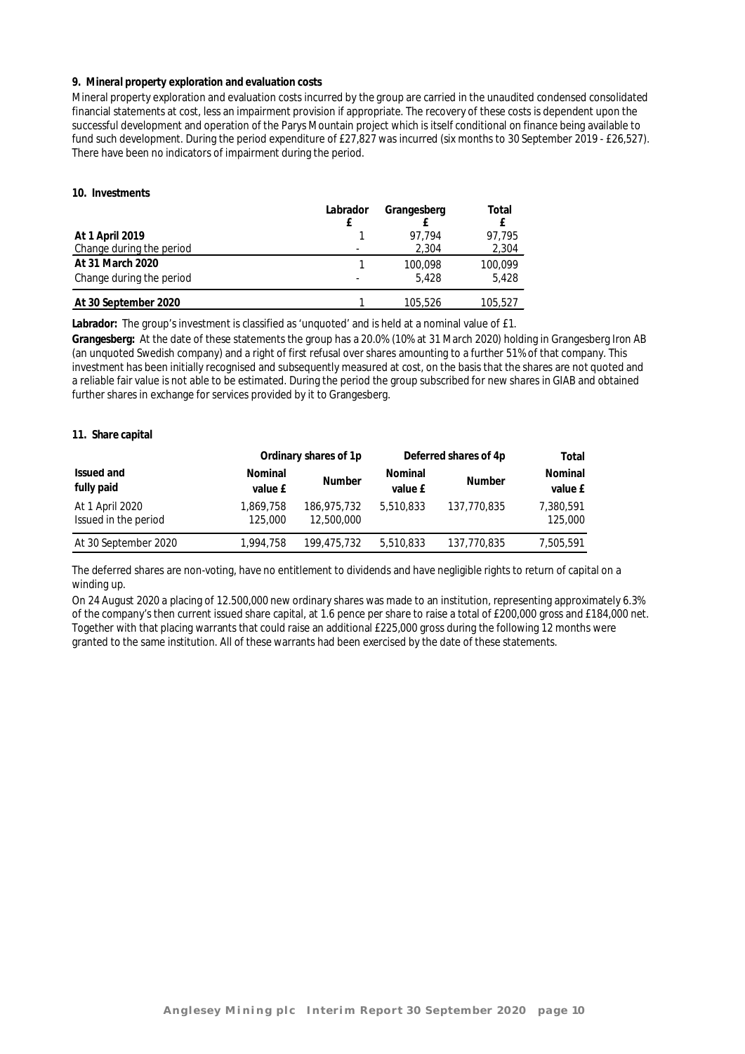**9. Mineral property exploration and evaluation costs**

Mineral property exploration and evaluation costs incurred by the group are carried in the unaudited condensed consolidated financial statements at cost, less an impairment provision if appropriate. The recovery of these costs is dependent upon the successful development and operation of the Parys Mountain project which is itself conditional on finance being available to fund such development. During the period expenditure of £27,827 was incurred (six months to 30 September 2019 - £26,527). There have been no indicators of impairment during the period.

**10. Investments**

| | Labrador £ | Grangesberg £ | Total £ |
|---|---|---|---|
| **At 1 April 2019** | 1 | 97,794 | 97,795 |
| Change during the period | - | 2,304 | 2,304 |
| **At 31 March 2020** | 1 | 100,098 | 100,099 |
| Change during the period | - | 5,428 | 5,428 |
| **At 30 September 2020** | 1 | 105,526 | 105,527 |

**Labrador:** The group's investment is classified as 'unquoted' and is held at a nominal value of £1.

**Grangesberg:** At the date of these statements the group has a 20.0% (10% at 31 March 2020) holding in Grangesberg Iron AB (an unquoted Swedish company) and a right of first refusal over shares amounting to a further 51% of that company. This investment has been initially recognised and subsequently measured at cost, on the basis that the shares are not quoted and a reliable fair value is not able to be estimated. During the period the group subscribed for new shares in GIAB and obtained further shares in exchange for services provided by it to Grangesberg.

**11. Share capital**

| | Ordinary shares of 1p | | Deferred shares of 4p | | Total |
|---|---|---|---|---|---|
| **Issued and fully paid** | **Nominal value £** | **Number** | **Nominal value £** | **Number** | **Nominal value £** |
| At 1 April 2020 | 1,869,758 | 186,975,732 | 5,510,833 | 137,770,835 | 7,380,591 |
| Issued in the period | 125,000 | 12,500,000 | | | 125,000 |
| At 30 September 2020 | 1,994,758 | 199,475,732 | 5,510,833 | 137,770,835 | 7,505,591 |

The deferred shares are non-voting, have no entitlement to dividends and have negligible rights to return of capital on a winding up.

On 24 August 2020 a placing of 12.500,000 new ordinary shares was made to an institution, representing approximately 6.3% of the company's then current issued share capital, at 1.6 pence per share to raise a total of £200,000 gross and £184,000 net. Together with that placing warrants that could raise an additional £225,000 gross during the following 12 months were granted to the same institution. All of these warrants had been exercised by the date of these statements.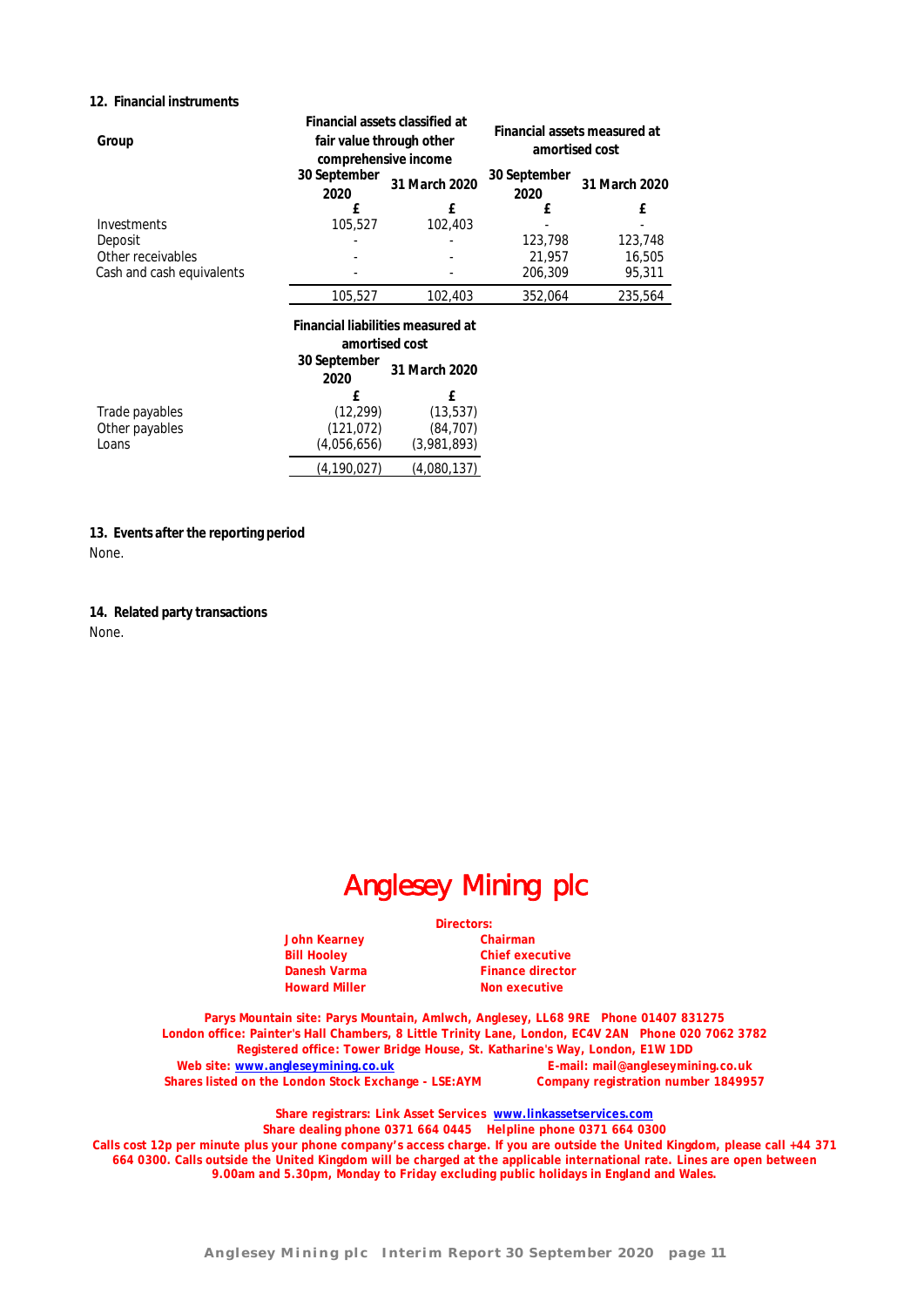## 12. Financial instruments

| Group | Financial assets classified at fair value through other comprehensive income | | Financial assets measured at amortised cost | |
|---|---|---|---|---|
| | 30 September 2020 | 31 March 2020 | 30 September 2020 | 31 March 2020 |
| | £ | £ | £ | £ |
| Investments | 105,527 | 102,403 | - | - |
| Deposit | - | - | 123,798 | 123,748 |
| Other receivables | - | - | 21,957 | 16,505 |
| Cash and cash equivalents | - | - | 206,309 | 95,311 |
| | 105,527 | 102,403 | 352,064 | 235,564 |

| | Financial liabilities measured at amortised cost | |
|---|---|---|
| | 30 September 2020 | 31 March 2020 |
| | £ | £ |
| Trade payables | (12,299) | (13,537) |
| Other payables | (121,072) | (84,707) |
| Loans | (4,056,656) | (3,981,893) |
| | (4,190,027) | (4,080,137) |

## 13. Events after the reporting period

None.

## 14. Related party transactions

None.

# Anglesey Mining plc

**Directors:**

| | |
|---|---|
| **John Kearney** | **Chairman** |
| **Bill Hooley** | **Chief executive** |
| **Danesh Varma** | **Finance director** |
| **Howard Miller** | **Non executive** |

**Parys Mountain site: Parys Mountain, Amlwch, Anglesey, LL68 9RE Phone 01407 831275**
**London office: Painter's Hall Chambers, 8 Little Trinity Lane, London, EC4V 2AN Phone 020 7062 3782**
**Registered office: Tower Bridge House, St. Katharine's Way, London, E1W 1DD**
**Web site: www.angleseymining.co.uk E-mail: mail@angleseymining.co.uk**
**Shares listed on the London Stock Exchange - LSE:AYM Company registration number 1849957**

**Share registrars: Link Asset Services www.linkassetservices.com**
**Share dealing phone 0371 664 0445 Helpline phone 0371 664 0300**
**Calls cost 12p per minute plus your phone company's access charge. If you are outside the United Kingdom, please call +44 371 664 0300. Calls outside the United Kingdom will be charged at the applicable international rate. Lines are open between 9.00am and 5.30pm, Monday to Friday excluding public holidays in England and Wales.**